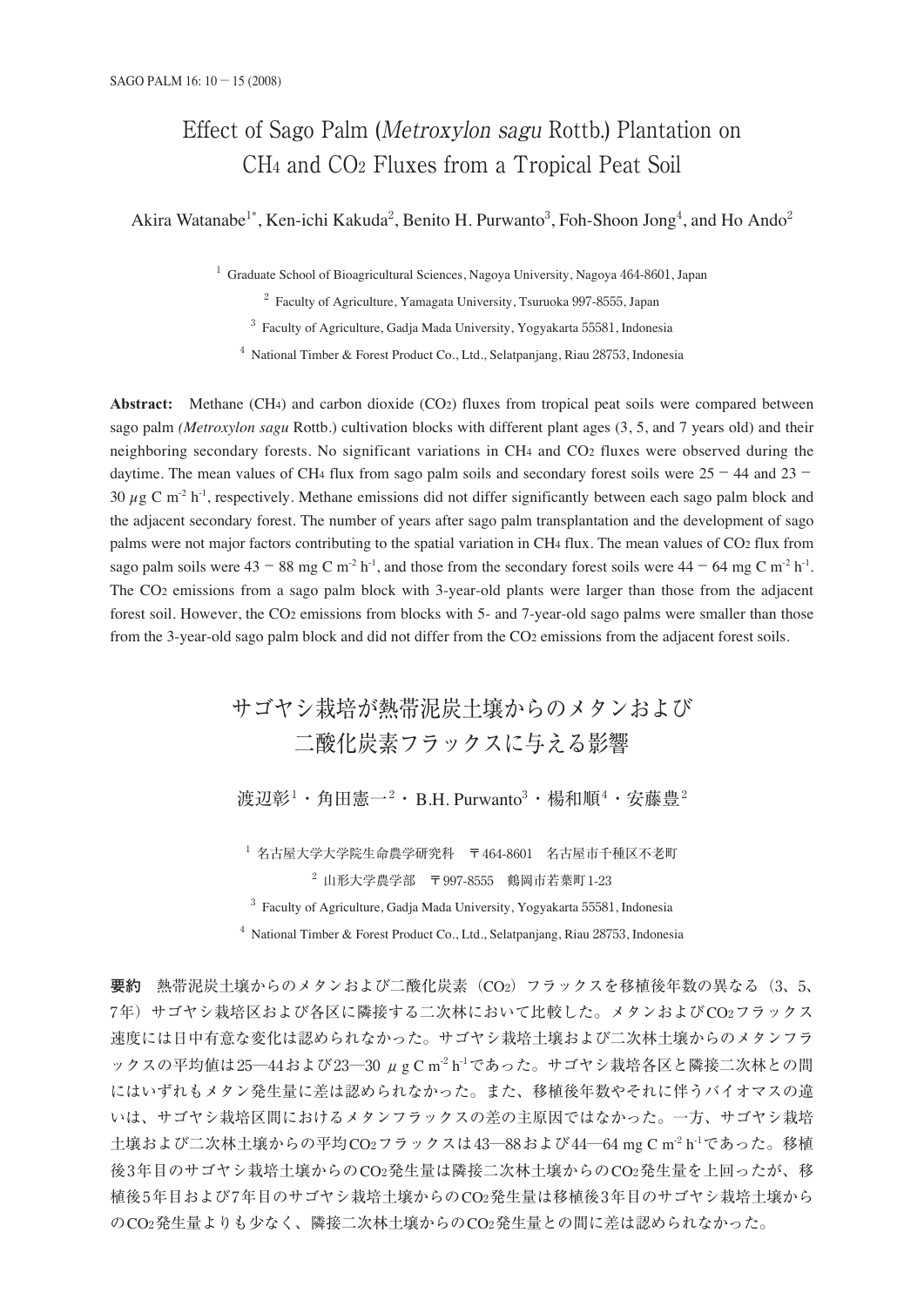# Effect of Sago Palm (*Metroxylon sagu* Rottb.) Plantation on $CH_4$ and $CO_2$ Fluxes from a Tropical Peat Soil

Akira Watanabe[1*], Ken-ichi Kakuda[2], Benito H. Purwanto[3], Foh-Shoon Jong[4], and Ho Ando[2]

[1] Graduate School of Bioagricultural Sciences, Nagoya University, Nagoya 464-8601, Japan

[2] Faculty of Agriculture, Yamagata University, Tsuruoka 997-8555, Japan

[3] Faculty of Agriculture, Gadja Mada University, Yogyakarta 55581, Indonesia

[4] National Timber & Forest Product Co., Ltd., Selatpanjang, Riau 28753, Indonesia

**Abstract:** Methane ($CH_4$) and carbon dioxide ($CO_2$) fluxes from tropical peat soils were compared between sago palm *(Metroxylon sagu* Rottb.) cultivation blocks with different plant ages (3, 5, and 7 years old) and their neighboring secondary forests. No significant variations in $CH_4$ and $CO_2$ fluxes were observed during the daytime. The mean values of $CH_4$ flux from sago palm soils and secondary forest soils were 25 − 44 and 23 − 30 $\mu$g C m$^{-2}$ h$^{-1}$, respectively. Methane emissions did not differ significantly between each sago palm block and the adjacent secondary forest. The number of years after sago palm transplantation and the development of sago palms were not major factors contributing to the spatial variation in $CH_4$ flux. The mean values of $CO_2$ flux from sago palm soils were 43 − 88 mg C m$^{-2}$ h$^{-1}$, and those from the secondary forest soils were 44 − 64 mg C m$^{-2}$ h$^{-1}$. The $CO_2$ emissions from a sago palm block with 3-year-old plants were larger than those from the adjacent forest soil. However, the $CO_2$ emissions from blocks with 5- and 7-year-old sago palms were smaller than those from the 3-year-old sago palm block and did not differ from the $CO_2$ emissions from the adjacent forest soils.

# サゴヤシ栽培が熱帯泥炭土壌からのメタンおよび二酸化炭素フラックスに与える影響

渡辺彰[1]・角田憲一[2]・B.H. Purwanto[3]・楊和順[4]・安藤豊[2]

[1] 名古屋大学大学院生命農学研究科　〒464-8601　名古屋市千種区不老町

[2] 山形大学農学部　〒997-8555　鶴岡市若葉町1-23

[3] Faculty of Agriculture, Gadja Mada University, Yogyakarta 55581, Indonesia

[4] National Timber & Forest Product Co., Ltd., Selatpanjang, Riau 28753, Indonesia

**要約**　熱帯泥炭土壌からのメタンおよび二酸化炭素（$CO_2$）フラックスを移植後年数の異なる（3、5、7年）サゴヤシ栽培区および各区に隣接する二次林において比較した。メタンおよび$CO_2$フラックス速度には日中有意な変化は認められなかった。サゴヤシ栽培土壌および二次林土壌からのメタンフラックスの平均値は25—44および23—30 $\mu$g C m$^{-2}$ h$^{-1}$であった。サゴヤシ栽培各区と隣接二次林との間にはいずれもメタン発生量に差は認められなかった。また、移植後年数やそれに伴うバイオマスの違いは、サゴヤシ栽培区間におけるメタンフラックスの差の主原因ではなかった。一方、サゴヤシ栽培土壌および二次林土壌からの平均$CO_2$フラックスは43—88および44—64 mg C m$^{-2}$ h$^{-1}$であった。移植後3年目のサゴヤシ栽培土壌からの$CO_2$発生量は隣接二次林土壌からの$CO_2$発生量を上回ったが、移植後5年目および7年目のサゴヤシ栽培土壌からの$CO_2$発生量は移植後3年目のサゴヤシ栽培土壌からの$CO_2$発生量よりも少なく、隣接二次林土壌からの$CO_2$発生量との間に差は認められなかった。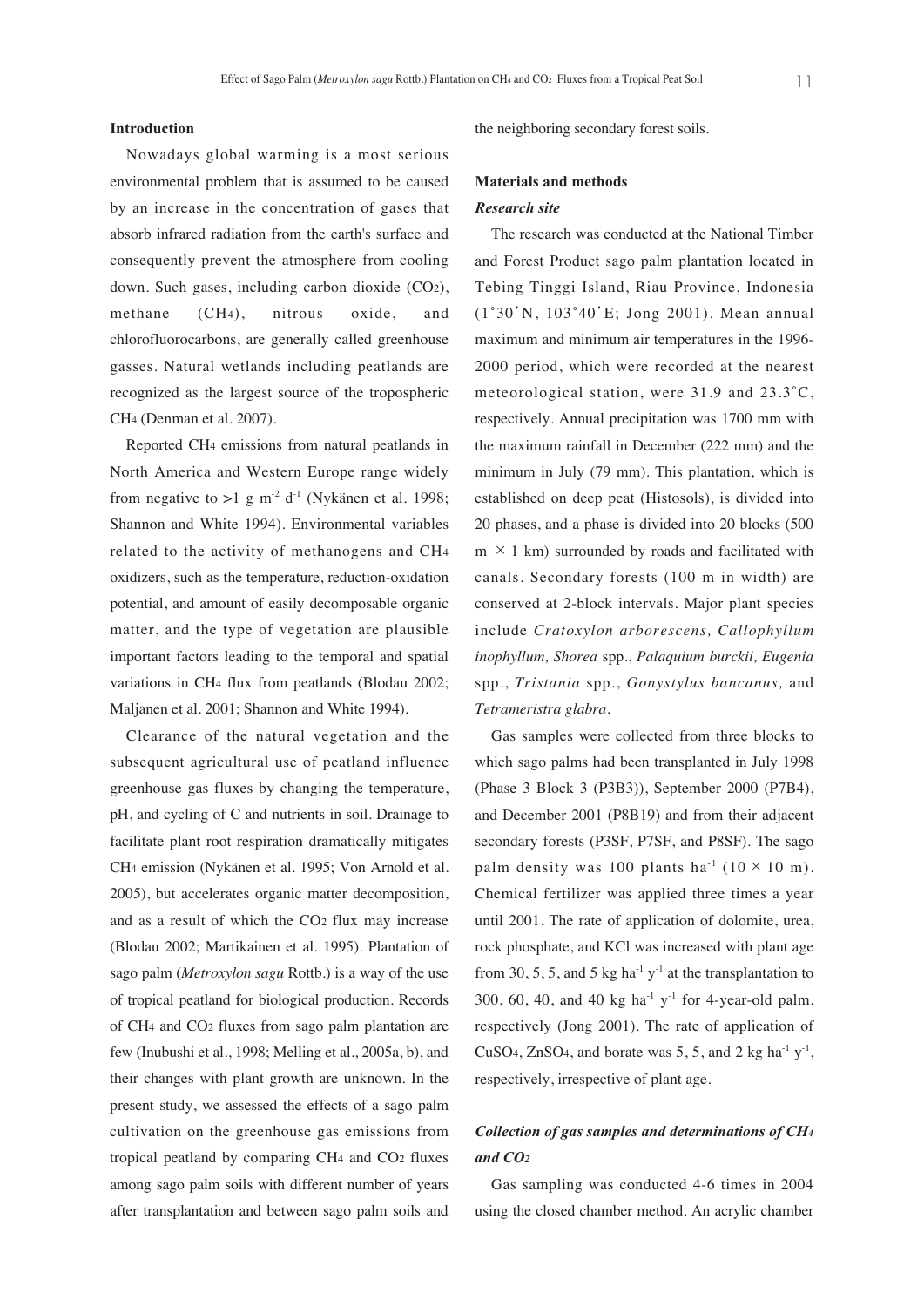## Introduction

Nowadays global warming is a most serious environmental problem that is assumed to be caused by an increase in the concentration of gases that absorb infrared radiation from the earth's surface and consequently prevent the atmosphere from cooling down. Such gases, including carbon dioxide ($CO_2$), methane ($CH_4$), nitrous oxide, and chlorofluorocarbons, are generally called greenhouse gasses. Natural wetlands including peatlands are recognized as the largest source of the tropospheric $CH_4$ (Denman et al. 2007).

Reported $CH_4$ emissions from natural peatlands in North America and Western Europe range widely from negative to >1 g $m^{-2}$ $d^{-1}$ (Nykänen et al. 1998; Shannon and White 1994). Environmental variables related to the activity of methanogens and $CH_4$ oxidizers, such as the temperature, reduction-oxidation potential, and amount of easily decomposable organic matter, and the type of vegetation are plausible important factors leading to the temporal and spatial variations in $CH_4$ flux from peatlands (Blodau 2002; Maljanen et al. 2001; Shannon and White 1994).

Clearance of the natural vegetation and the subsequent agricultural use of peatland influence greenhouse gas fluxes by changing the temperature, pH, and cycling of C and nutrients in soil. Drainage to facilitate plant root respiration dramatically mitigates $CH_4$ emission (Nykänen et al. 1995; Von Arnold et al. 2005), but accelerates organic matter decomposition, and as a result of which the $CO_2$ flux may increase (Blodau 2002; Martikainen et al. 1995). Plantation of sago palm (*Metroxylon sagu* Rottb.) is a way of the use of tropical peatland for biological production. Records of $CH_4$ and $CO_2$ fluxes from sago palm plantation are few (Inubushi et al., 1998; Melling et al., 2005a, b), and their changes with plant growth are unknown. In the present study, we assessed the effects of a sago palm cultivation on the greenhouse gas emissions from tropical peatland by comparing $CH_4$ and $CO_2$ fluxes among sago palm soils with different number of years after transplantation and between sago palm soils and the neighboring secondary forest soils.

## Materials and methods

### *Research site*

The research was conducted at the National Timber and Forest Product sago palm plantation located in Tebing Tinggi Island, Riau Province, Indonesia (1°30'N, 103°40'E; Jong 2001). Mean annual maximum and minimum air temperatures in the 1996-2000 period, which were recorded at the nearest meteorological station, were 31.9 and 23.3°C, respectively. Annual precipitation was 1700 mm with the maximum rainfall in December (222 mm) and the minimum in July (79 mm). This plantation, which is established on deep peat (Histosols), is divided into 20 phases, and a phase is divided into 20 blocks (500 m × 1 km) surrounded by roads and facilitated with canals. Secondary forests (100 m in width) are conserved at 2-block intervals. Major plant species include *Cratoxylon arborescens, Callophyllum inophyllum, Shorea* spp., *Palaquium burckii, Eugenia* spp., *Tristania* spp., *Gonystylus bancanus,* and *Tetrameristra glabra.*

Gas samples were collected from three blocks to which sago palms had been transplanted in July 1998 (Phase 3 Block 3 (P3B3)), September 2000 (P7B4), and December 2001 (P8B19) and from their adjacent secondary forests (P3SF, P7SF, and P8SF). The sago palm density was 100 plants $ha^{-1}$ ($10 \times 10$ m). Chemical fertilizer was applied three times a year until 2001. The rate of application of dolomite, urea, rock phosphate, and KCl was increased with plant age from 30, 5, 5, and 5 kg $ha^{-1}$ $y^{-1}$ at the transplantation to 300, 60, 40, and 40 kg $ha^{-1}$ $y^{-1}$ for 4-year-old palm, respectively (Jong 2001). The rate of application of $CuSO_4$, $ZnSO_4$, and borate was 5, 5, and 2 kg $ha^{-1}$ $y^{-1}$, respectively, irrespective of plant age.

### *Collection of gas samples and determinations of $CH_4$ and $CO_2$*

Gas sampling was conducted 4-6 times in 2004 using the closed chamber method. An acrylic chamber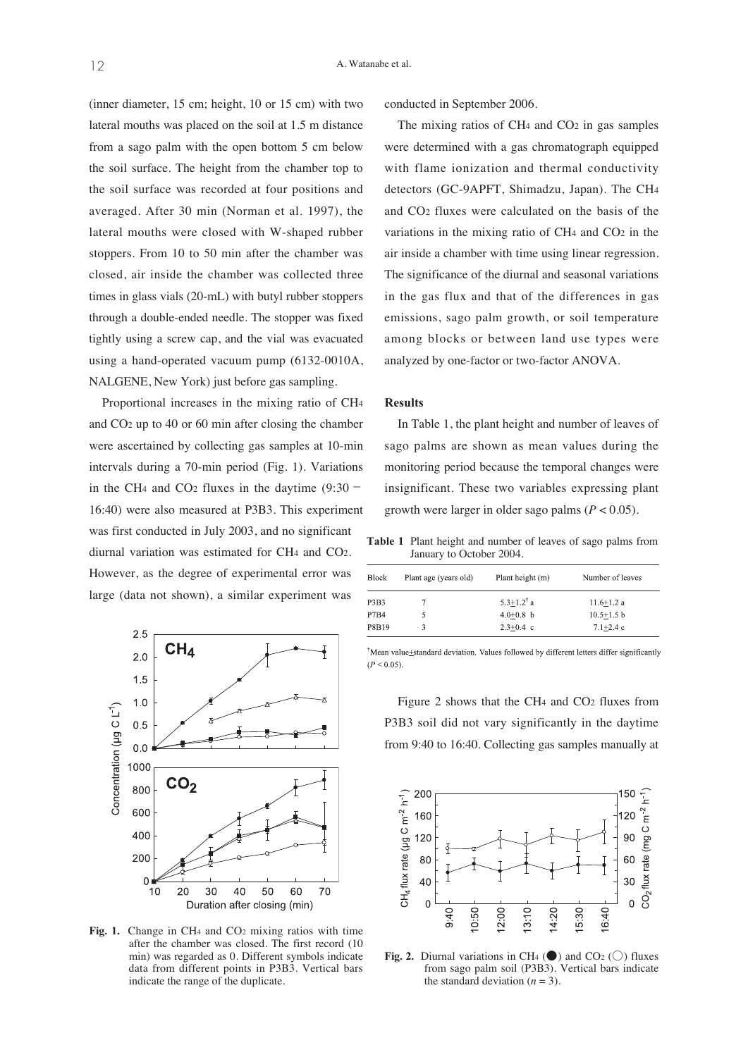(inner diameter, 15 cm; height, 10 or 15 cm) with two lateral mouths was placed on the soil at 1.5 m distance from a sago palm with the open bottom 5 cm below the soil surface. The height from the chamber top to the soil surface was recorded at four positions and averaged. After 30 min (Norman et al. 1997), the lateral mouths were closed with W-shaped rubber stoppers. From 10 to 50 min after the chamber was closed, air inside the chamber was collected three times in glass vials (20-mL) with butyl rubber stoppers through a double-ended needle. The stopper was fixed tightly using a screw cap, and the vial was evacuated using a hand-operated vacuum pump (6132-0010A, NALGENE, New York) just before gas sampling.

Proportional increases in the mixing ratio of $CH_4$ and $CO_2$ up to 40 or 60 min after closing the chamber were ascertained by collecting gas samples at 10-min intervals during a 70-min period (Fig. 1). Variations in the $CH_4$ and $CO_2$ fluxes in the daytime (9:30 − 16:40) were also measured at P3B3. This experiment was first conducted in July 2003, and no significant diurnal variation was estimated for $CH_4$ and $CO_2$. However, as the degree of experimental error was large (data not shown), a similar experiment was conducted in September 2006.

**Fig. 1.** Change in $CH_4$ and $CO_2$ mixing ratios with time after the chamber was closed. The first record (10 min) was regarded as 0. Different symbols indicate data from different points in P3B3. Vertical bars indicate the range of the duplicate.

The mixing ratios of $CH_4$ and $CO_2$ in gas samples were determined with a gas chromatograph equipped with flame ionization and thermal conductivity detectors (GC-9APFT, Shimadzu, Japan). The $CH_4$ and $CO_2$ fluxes were calculated on the basis of the variations in the mixing ratio of $CH_4$ and $CO_2$ in the air inside a chamber with time using linear regression. The significance of the diurnal and seasonal variations in the gas flux and that of the differences in gas emissions, sago palm growth, or soil temperature among blocks or between land use types were analyzed by one-factor or two-factor ANOVA.

## Results

In Table 1, the plant height and number of leaves of sago palms are shown as mean values during the monitoring period because the temporal changes were insignificant. These two variables expressing plant growth were larger in older sago palms ($P < 0.05$).

**Table 1** Plant height and number of leaves of sago palms from January to October 2004.

| Block | Plant age (years old) | Plant height (m) | Number of leaves |
|---|---|---|---|
| P3B3 | 7 | 5.3±1.2[†] a | 11.6±1.2 a |
| P7B4 | 5 | 4.0±0.8 b | 10.5±1.5 b |
| P8B19 | 3 | 2.3±0.4 c | 7.1±2.4 c |

[†]Mean value±standard deviation. Values followed by different letters differ significantly ($P < 0.05$).

Figure 2 shows that the $CH_4$ and $CO_2$ fluxes from P3B3 soil did not vary significantly in the daytime from 9:40 to 16:40. Collecting gas samples manually at

**Fig. 2.** Diurnal variations in $CH_4$ (●) and $CO_2$ (○) fluxes from sago palm soil (P3B3). Vertical bars indicate the standard deviation ($n = 3$).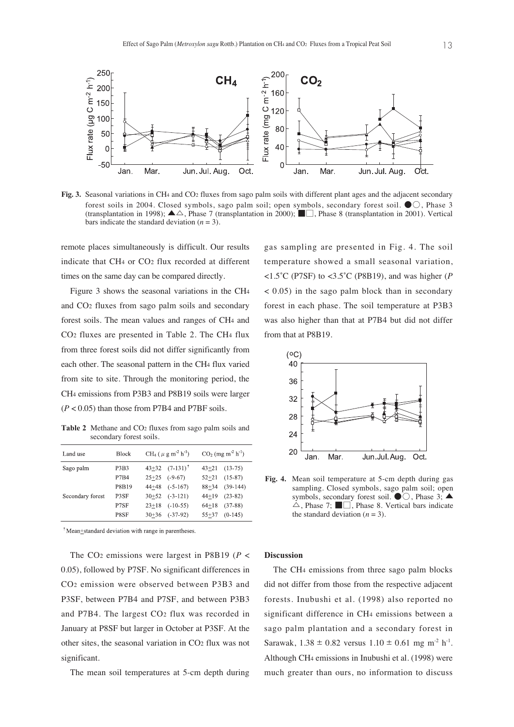**Fig. 3.** Seasonal variations in $CH_4$ and $CO_2$ fluxes from sago palm soils with different plant ages and the adjacent secondary forest soils in 2004. Closed symbols, sago palm soil; open symbols, secondary forest soil. ●○, Phase 3 (transplantation in 1998); ▲△, Phase 7 (transplantation in 2000); ■□, Phase 8 (transplantation in 2001). Vertical bars indicate the standard deviation ($n$ = 3).

remote places simultaneously is difficult. Our results indicate that $CH_4$ or $CO_2$ flux recorded at different times on the same day can be compared directly.

Figure 3 shows the seasonal variations in the $CH_4$ and $CO_2$ fluxes from sago palm soils and secondary forest soils. The mean values and ranges of $CH_4$ and $CO_2$ fluxes are presented in Table 2. The $CH_4$ flux from three forest soils did not differ significantly from each other. The seasonal pattern in the $CH_4$ flux varied from site to site. Through the monitoring period, the $CH_4$ emissions from P3B3 and P8B19 soils were larger ($P < 0.05$) than those from P7B4 and P7BF soils.

**Table 2** Methane and $CO_2$ fluxes from sago palm soils and secondary forest soils.

| Land use | Block | $CH_4$ ($\mu$ g m$^{-2}$ h$^{-1}$) | $CO_2$ (mg m$^{-2}$ h$^{-1}$) |
|---|---|---|---|
| Sago palm | P3B3 | 43±32 (7-131)[†] | 43±21 (13-75) |
| | P7B4 | 25±25 (-9-67) | 52±21 (15-87) |
| | P8B19 | 44±48 (-5-167) | 88±34 (39-144) |
| Secondary forest | P3SF | 30±52 (-3-121) | 44±19 (23-82) |
| | P7SF | 23±18 (-10-55) | 64±18 (37-88) |
| | P8SF | 30±36 (-37-92) | 55±37 (0-145) |

[†] Mean±standard deviation with range in parentheses.

The $CO_2$ emissions were largest in P8B19 ($P < 0.05$), followed by P7SF. No significant differences in $CO_2$ emission were observed between P3B3 and P3SF, between P7B4 and P7SF, and between P3B3 and P7B4. The largest $CO_2$ flux was recorded in January at P8SF but larger in October at P3SF. At the other sites, the seasonal variation in $CO_2$ flux was not significant.

The mean soil temperatures at 5-cm depth during gas sampling are presented in Fig. 4. The soil temperature showed a small seasonal variation, <1.5°C (P7SF) to <3.5°C (P8B19), and was higher ($P < 0.05$) in the sago palm block than in secondary forest in each phase. The soil temperature at P3B3 was also higher than that at P7B4 but did not differ from that at P8B19.

**Fig. 4.** Mean soil temperature at 5-cm depth during gas sampling. Closed symbols, sago palm soil; open symbols, secondary forest soil. ●○, Phase 3; ▲△, Phase 7; ■□, Phase 8. Vertical bars indicate the standard deviation ($n$ = 3).

## Discussion

The $CH_4$ emissions from three sago palm blocks did not differ from those from the respective adjacent forests. Inubushi et al. (1998) also reported no significant difference in $CH_4$ emissions between a sago palm plantation and a secondary forest in Sarawak, 1.38 ± 0.82 versus 1.10 ± 0.61 mg m$^{-2}$ h$^{-1}$. Although $CH_4$ emissions in Inubushi et al. (1998) were much greater than ours, no information to discuss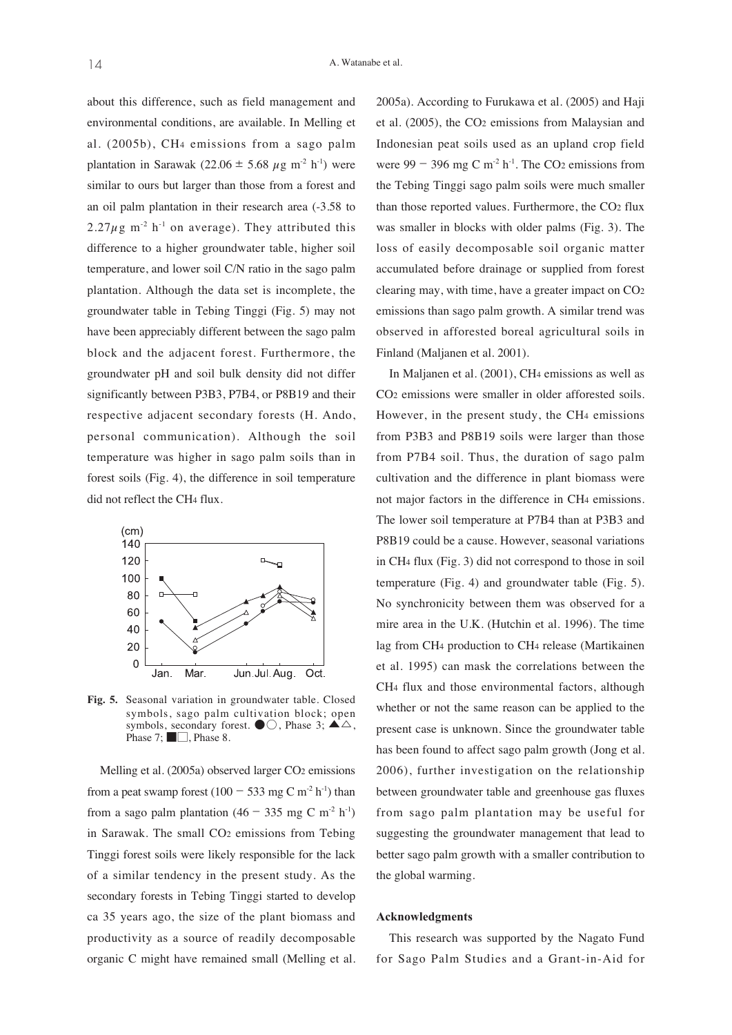about this difference, such as field management and environmental conditions, are available. In Melling et al. (2005b), $CH_4$ emissions from a sago palm plantation in Sarawak ($22.06 \pm 5.68$ $\mu$g m$^{-2}$ h$^{-1}$) were similar to ours but larger than those from a forest and an oil palm plantation in their research area (-3.58 to $2.27 \mu$g m$^{-2}$ h$^{-1}$ on average). They attributed this difference to a higher groundwater table, higher soil temperature, and lower soil C/N ratio in the sago palm plantation. Although the data set is incomplete, the groundwater table in Tebing Tinggi (Fig. 5) may not have been appreciably different between the sago palm block and the adjacent forest. Furthermore, the groundwater pH and soil bulk density did not differ significantly between P3B3, P7B4, or P8B19 and their respective adjacent secondary forests (H. Ando, personal communication). Although the soil temperature was higher in sago palm soils than in forest soils (Fig. 4), the difference in soil temperature did not reflect the $CH_4$ flux.

**Fig. 5.** Seasonal variation in groundwater table. Closed symbols, sago palm cultivation block; open symbols, secondary forest. ●○, Phase 3; ▲△, Phase 7; ■□, Phase 8.

Melling et al. (2005a) observed larger $CO_2$ emissions from a peat swamp forest (100 − 533 mg C m$^{-2}$ h$^{-1}$) than from a sago palm plantation (46 − 335 mg C m$^{-2}$ h$^{-1}$) in Sarawak. The small $CO_2$ emissions from Tebing Tinggi forest soils were likely responsible for the lack of a similar tendency in the present study. As the secondary forests in Tebing Tinggi started to develop ca 35 years ago, the size of the plant biomass and productivity as a source of readily decomposable organic C might have remained small (Melling et al. 2005a). According to Furukawa et al. (2005) and Haji et al. (2005), the $CO_2$ emissions from Malaysian and Indonesian peat soils used as an upland crop field were 99 − 396 mg C m$^{-2}$ h$^{-1}$. The $CO_2$ emissions from the Tebing Tinggi sago palm soils were much smaller than those reported values. Furthermore, the $CO_2$ flux was smaller in blocks with older palms (Fig. 3). The loss of easily decomposable soil organic matter accumulated before drainage or supplied from forest clearing may, with time, have a greater impact on $CO_2$ emissions than sago palm growth. A similar trend was observed in afforested boreal agricultural soils in Finland (Maljanen et al. 2001).

In Maljanen et al. (2001), $CH_4$ emissions as well as $CO_2$ emissions were smaller in older afforested soils. However, in the present study, the $CH_4$ emissions from P3B3 and P8B19 soils were larger than those from P7B4 soil. Thus, the duration of sago palm cultivation and the difference in plant biomass were not major factors in the difference in $CH_4$ emissions. The lower soil temperature at P7B4 than at P3B3 and P8B19 could be a cause. However, seasonal variations in $CH_4$ flux (Fig. 3) did not correspond to those in soil temperature (Fig. 4) and groundwater table (Fig. 5). No synchronicity between them was observed for a mire area in the U.K. (Hutchin et al. 1996). The time lag from $CH_4$ production to $CH_4$ release (Martikainen et al. 1995) can mask the correlations between the $CH_4$ flux and those environmental factors, although whether or not the same reason can be applied to the present case is unknown. Since the groundwater table has been found to affect sago palm growth (Jong et al. 2006), further investigation on the relationship between groundwater table and greenhouse gas fluxes from sago palm plantation may be useful for suggesting the groundwater management that lead to better sago palm growth with a smaller contribution to the global warming.

## Acknowledgments

This research was supported by the Nagato Fund for Sago Palm Studies and a Grant-in-Aid for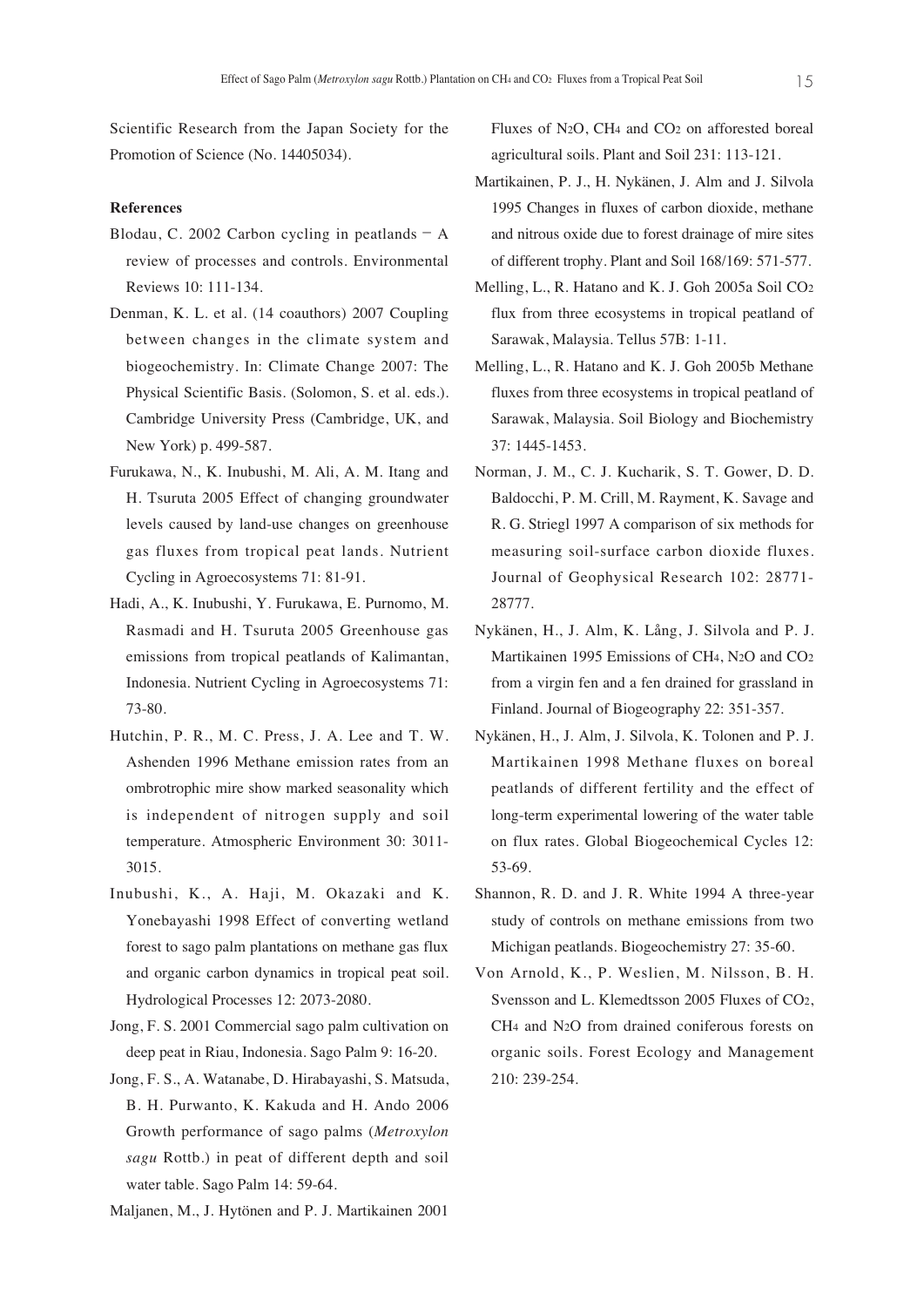Scientific Research from the Japan Society for the Promotion of Science (No. 14405034).

## References

Blodau, C. 2002 Carbon cycling in peatlands − A review of processes and controls. Environmental Reviews 10: 111-134.

Denman, K. L. et al. (14 coauthors) 2007 Coupling between changes in the climate system and biogeochemistry. In: Climate Change 2007: The Physical Scientific Basis. (Solomon, S. et al. eds.). Cambridge University Press (Cambridge, UK, and New York) p. 499-587.

Furukawa, N., K. Inubushi, M. Ali, A. M. Itang and H. Tsuruta 2005 Effect of changing groundwater levels caused by land-use changes on greenhouse gas fluxes from tropical peat lands. Nutrient Cycling in Agroecosystems 71: 81-91.

Hadi, A., K. Inubushi, Y. Furukawa, E. Purnomo, M. Rasmadi and H. Tsuruta 2005 Greenhouse gas emissions from tropical peatlands of Kalimantan, Indonesia. Nutrient Cycling in Agroecosystems 71: 73-80.

Hutchin, P. R., M. C. Press, J. A. Lee and T. W. Ashenden 1996 Methane emission rates from an ombrotrophic mire show marked seasonality which is independent of nitrogen supply and soil temperature. Atmospheric Environment 30: 3011-3015.

Inubushi, K., A. Haji, M. Okazaki and K. Yonebayashi 1998 Effect of converting wetland forest to sago palm plantations on methane gas flux and organic carbon dynamics in tropical peat soil. Hydrological Processes 12: 2073-2080.

Jong, F. S. 2001 Commercial sago palm cultivation on deep peat in Riau, Indonesia. Sago Palm 9: 16-20.

Jong, F. S., A. Watanabe, D. Hirabayashi, S. Matsuda, B. H. Purwanto, K. Kakuda and H. Ando 2006 Growth performance of sago palms (*Metroxylon sagu* Rottb.) in peat of different depth and soil water table. Sago Palm 14: 59-64.

Maljanen, M., J. Hytönen and P. J. Martikainen 2001 Fluxes of $N_2O$, $CH_4$ and $CO_2$ on afforested boreal agricultural soils. Plant and Soil 231: 113-121.

Martikainen, P. J., H. Nykänen, J. Alm and J. Silvola 1995 Changes in fluxes of carbon dioxide, methane and nitrous oxide due to forest drainage of mire sites of different trophy. Plant and Soil 168/169: 571-577.

Melling, L., R. Hatano and K. J. Goh 2005a Soil $CO_2$ flux from three ecosystems in tropical peatland of Sarawak, Malaysia. Tellus 57B: 1-11.

Melling, L., R. Hatano and K. J. Goh 2005b Methane fluxes from three ecosystems in tropical peatland of Sarawak, Malaysia. Soil Biology and Biochemistry 37: 1445-1453.

Norman, J. M., C. J. Kucharik, S. T. Gower, D. D. Baldocchi, P. M. Crill, M. Rayment, K. Savage and R. G. Striegl 1997 A comparison of six methods for measuring soil-surface carbon dioxide fluxes. Journal of Geophysical Research 102: 28771-28777.

Nykänen, H., J. Alm, K. Lång, J. Silvola and P. J. Martikainen 1995 Emissions of $CH_4$, $N_2O$ and $CO_2$ from a virgin fen and a fen drained for grassland in Finland. Journal of Biogeography 22: 351-357.

Nykänen, H., J. Alm, J. Silvola, K. Tolonen and P. J. Martikainen 1998 Methane fluxes on boreal peatlands of different fertility and the effect of long-term experimental lowering of the water table on flux rates. Global Biogeochemical Cycles 12: 53-69.

Shannon, R. D. and J. R. White 1994 A three-year study of controls on methane emissions from two Michigan peatlands. Biogeochemistry 27: 35-60.

Von Arnold, K., P. Weslien, M. Nilsson, B. H. Svensson and L. Klemedtsson 2005 Fluxes of $CO_2$, $CH_4$ and $N_2O$ from drained coniferous forests on organic soils. Forest Ecology and Management 210: 239-254.